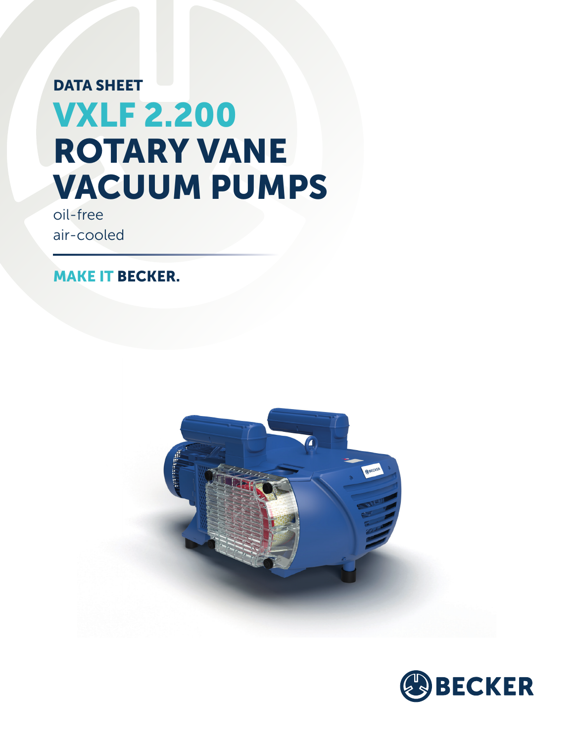DATA SHEET

# VXLF 2.200 ROTARY VANE VACUUM PUMPS

oil-free
air-cooled

**MAKE IT BECKER.**

BECKER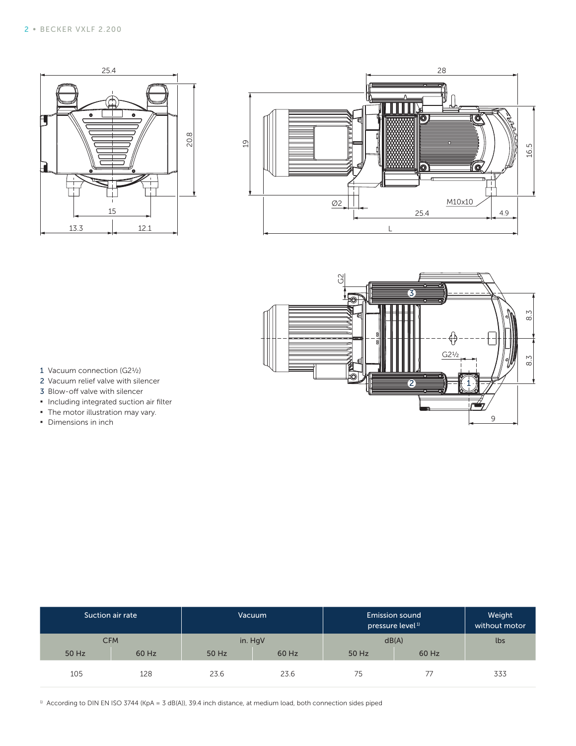1 Vacuum connection (G2½)
2 Vacuum relief valve with silencer
3 Blow-off valve with silencer

- Including integrated suction air filter
- The motor illustration may vary.
- Dimensions in inch

| Suction air rate | | Vacuum | | Emission sound pressure level[1] | | Weight without motor |
|---|---|---|---|---|---|---|
| CFM | | in. HgV | | dB(A) | | lbs |
| 50 Hz | 60 Hz | 50 Hz | 60 Hz | 50 Hz | 60 Hz | |
| 105 | 128 | 23.6 | 23.6 | 75 | 77 | 333 |

[1] According to DIN EN ISO 3744 (KpA = 3 dB(A)), 39.4 inch distance, at medium load, both connection sides piped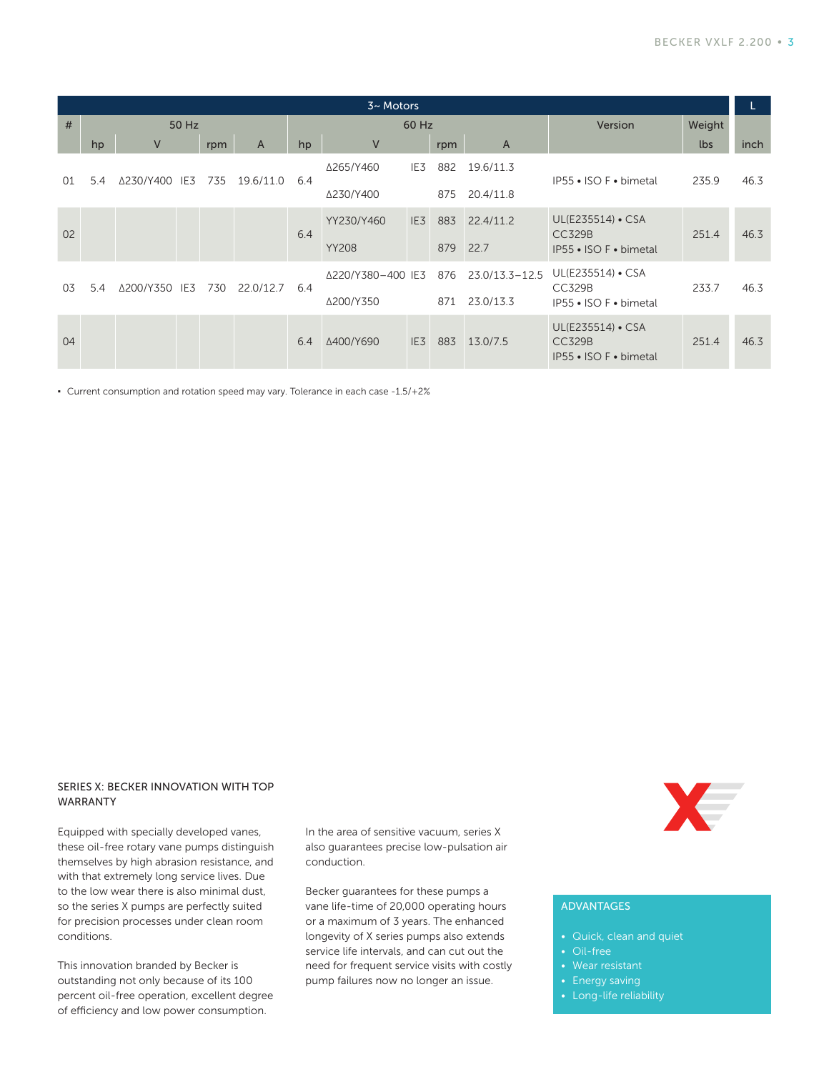| # | 3~ Motors | | | | | | | | | | | | | | L |
|---|---|---|---|---|---|---|---|---|---|---|---|---|---|---|---|
| | 50 Hz | | | | | 60 Hz | | | | | | Version | Weight | | |
| | hp | V | | rpm | A | hp | V | | rpm | A | | | lbs | inch |
| 01 | 5.4 | Δ230/Y400 | IE3 | 735 | 19.6/11.0 | 6.4 | Δ265/Y460<br>Δ230/Y400 | IE3 | 882<br>875 | 19.6/11.3<br>20.4/11.8 | | IP55 • ISO F • bimetal | 235.9 | 46.3 |
| 02 | | | | | | 6.4 | YY230/Y460<br>YY208 | IE3 | 883<br>879 | 22.4/11.2<br>22.7 | | UL(E235514) • CSA CC329B IP55 • ISO F • bimetal | 251.4 | 46.3 |
| 03 | 5.4 | Δ200/Y350 | IE3 | 730 | 22.0/12.7 | 6.4 | Δ220/Y380–400<br>Δ200/Y350 | IE3 | 876<br>871 | 23.0/13.3–12.5<br>23.0/13.3 | | UL(E235514) • CSA CC329B IP55 • ISO F • bimetal | 233.7 | 46.3 |
| 04 | | | | | | 6.4 | Δ400/Y690 | IE3 | 883 | 13.0/7.5 | | UL(E235514) • CSA CC329B IP55 • ISO F • bimetal | 251.4 | 46.3 |

- Current consumption and rotation speed may vary. Tolerance in each case -1.5/+2%

## SERIES X: BECKER INNOVATION WITH TOP WARRANTY

Equipped with specially developed vanes, these oil-free rotary vane pumps distinguish themselves by high abrasion resistance, and with that extremely long service lives. Due to the low wear there is also minimal dust, so the series X pumps are perfectly suited for precision processes under clean room conditions.

This innovation branded by Becker is outstanding not only because of its 100 percent oil-free operation, excellent degree of efficiency and low power consumption.

In the area of sensitive vacuum, series X also guarantees precise low-pulsation air conduction.

Becker guarantees for these pumps a vane life-time of 20,000 operating hours or a maximum of 3 years. The enhanced longevity of X series pumps also extends service life intervals, and can cut out the need for frequent service visits with costly pump failures now no longer an issue.

### ADVANTAGES

- Quick, clean and quiet
- Oil-free
- Wear resistant
- Energy saving
- Long-life reliability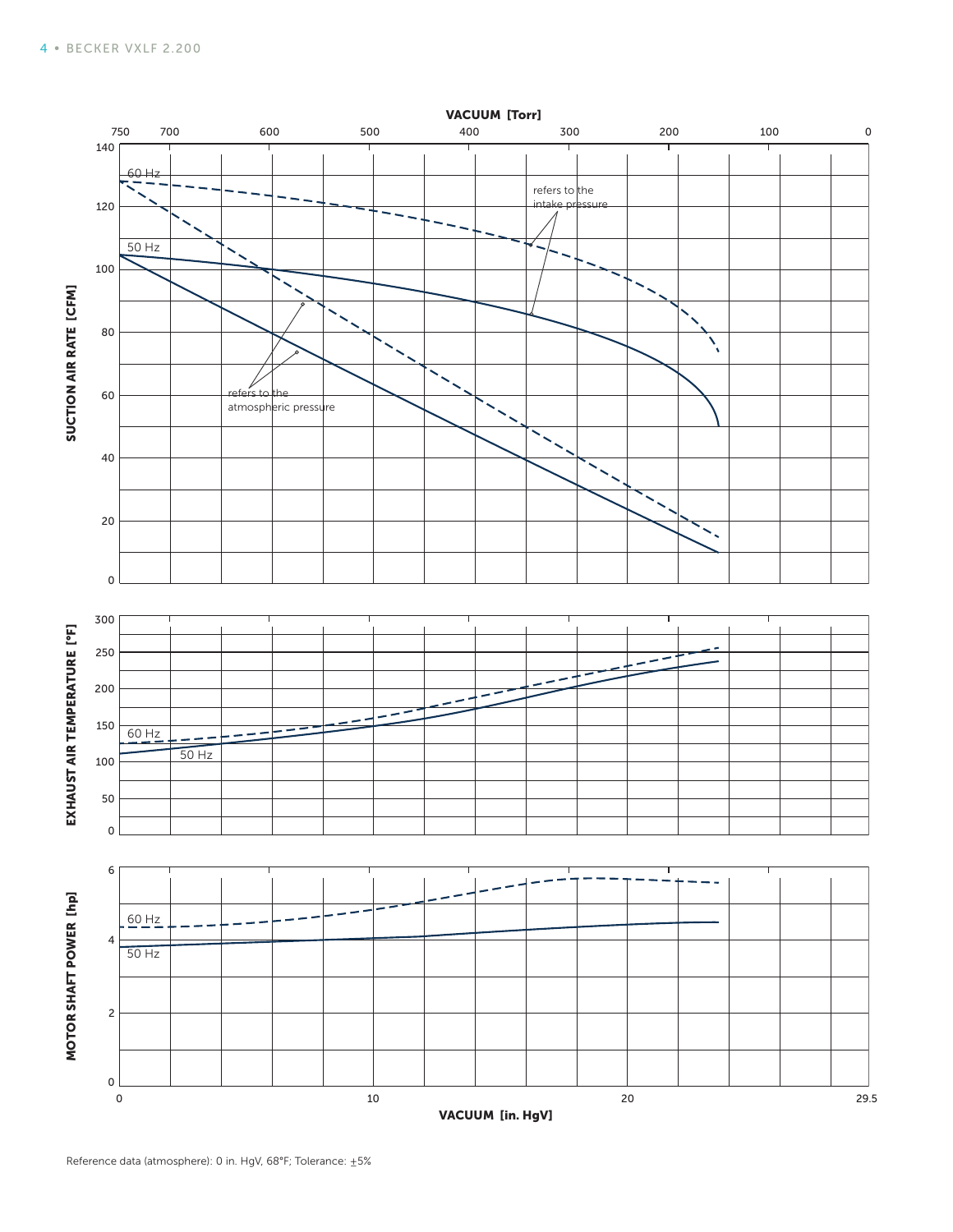VACUUM [Torr]

750 700 600 500 400 300 200 100 0

SUCTION AIR RATE [CFM]

60 Hz

50 Hz

refers to the intake pressure

refers to the atmospheric pressure

EXHAUST AIR TEMPERATURE [°F]

60 Hz

50 Hz

MOTOR SHAFT POWER [hp]

60 Hz

50 Hz

VACUUM [in. HgV]

0 10 20 29.5

Reference data (atmosphere): 0 in. HgV, 68°F; Tolerance: ±5%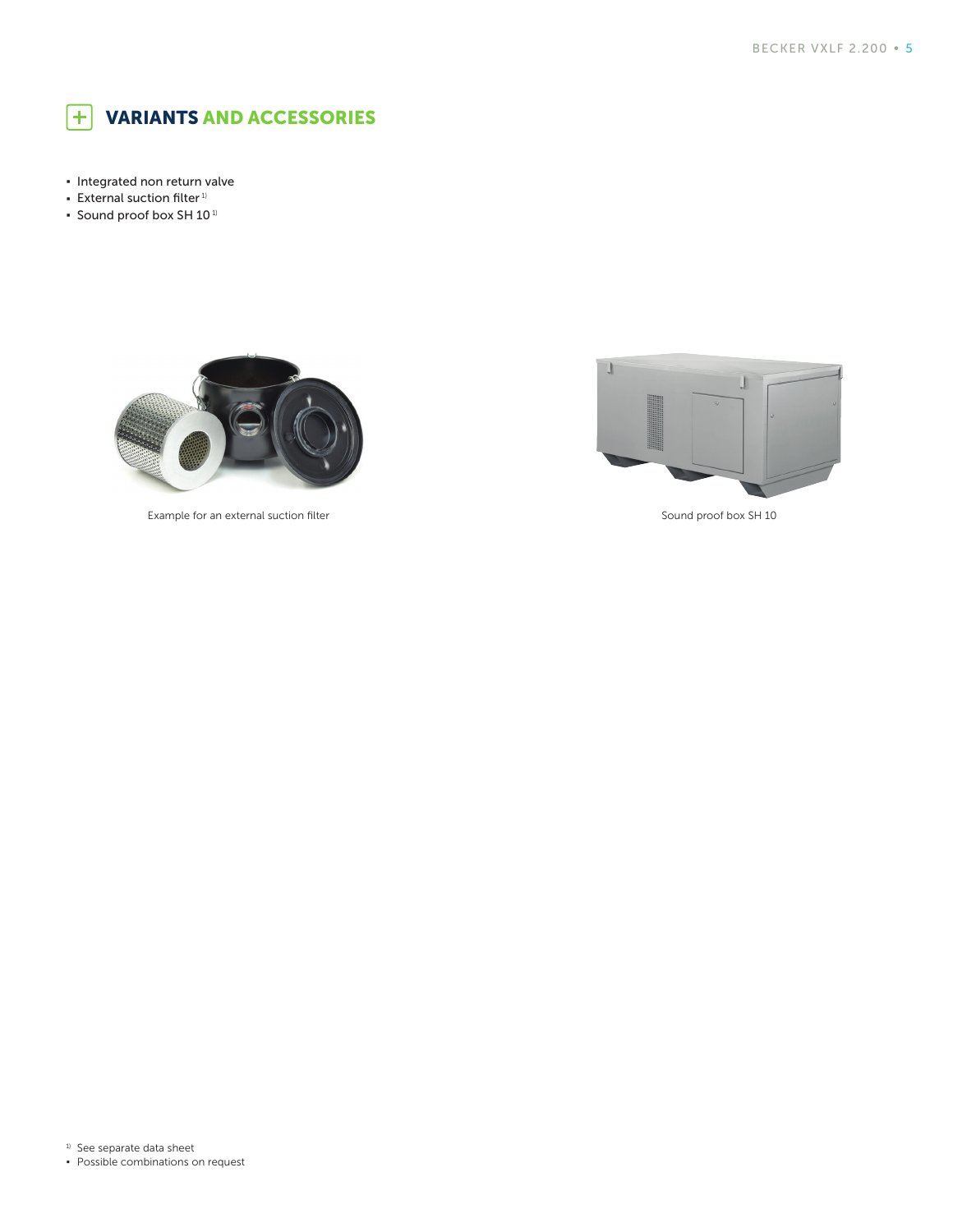# VARIANTS AND ACCESSORIES

- Integrated non return valve
- External suction filter [1]
- Sound proof box SH 10 [1]

Example for an external suction filter

Sound proof box SH 10

[1] See separate data sheet

- Possible combinations on request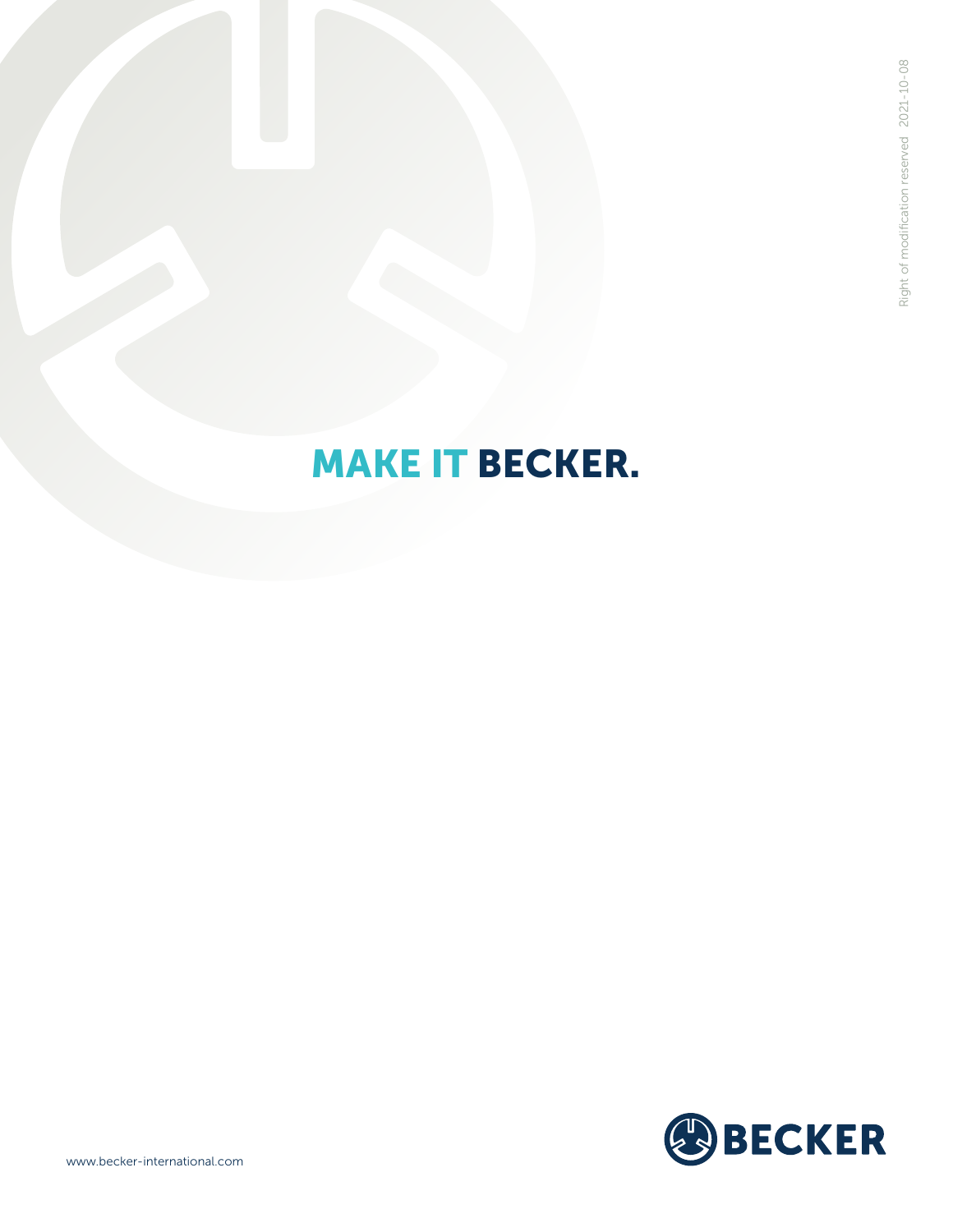# MAKE IT BECKER.

Right of modification reserved 2021-10-08

BECKER

www.becker-international.com